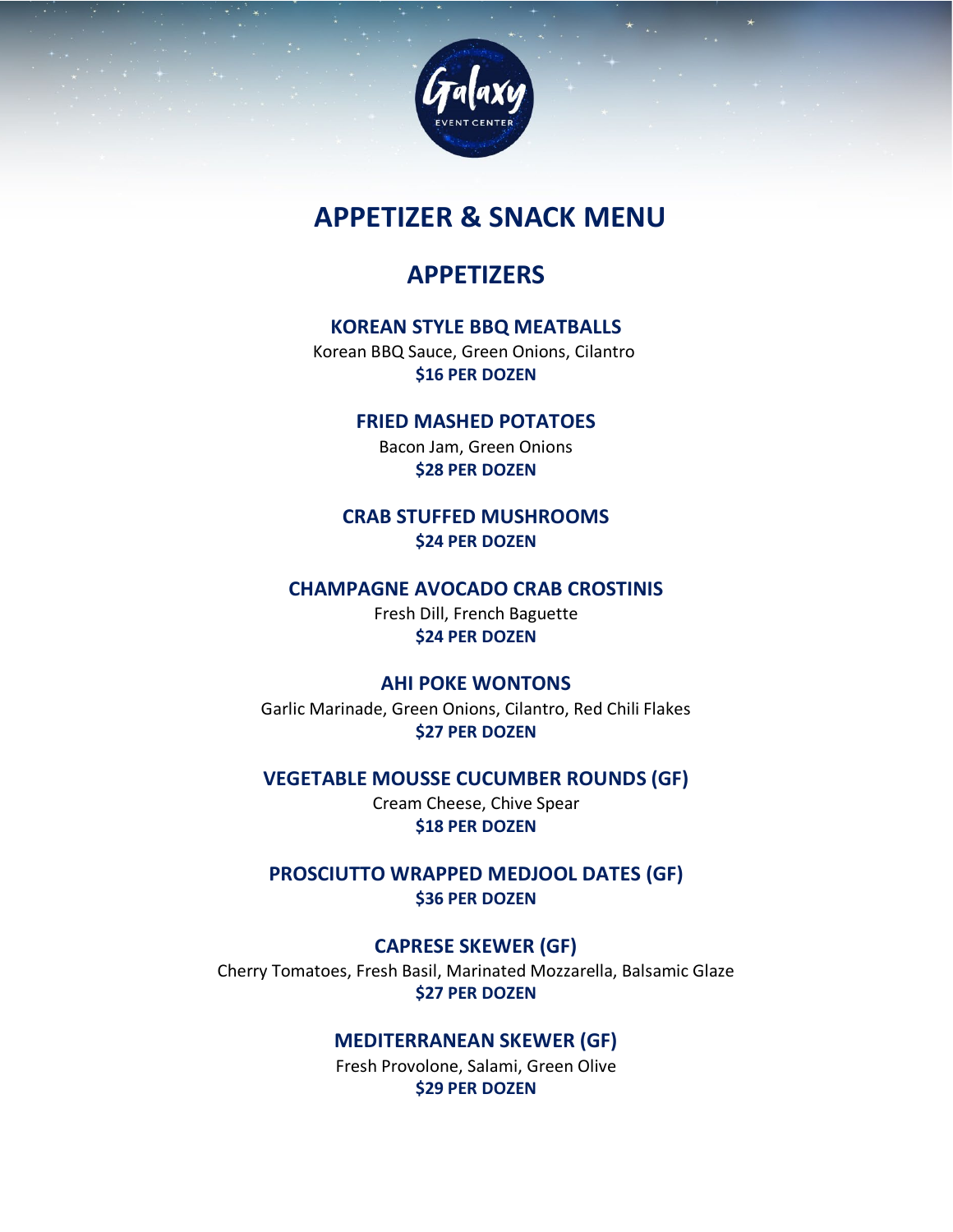# APPETIZER & SNACK MENU

## APPETIZERS

### KOREAN STYLE BBQ MEATBALLS

Korean BBQ Sauce, Green Onions, Cilantro

**$16 PER DOZEN**

### FRIED MASHED POTATOES

Bacon Jam, Green Onions

**$28 PER DOZEN**

### CRAB STUFFED MUSHROOMS

**$24 PER DOZEN**

### CHAMPAGNE AVOCADO CRAB CROSTINIS

Fresh Dill, French Baguette

**$24 PER DOZEN**

### AHI POKE WONTONS

Garlic Marinade, Green Onions, Cilantro, Red Chili Flakes

**$27 PER DOZEN**

### VEGETABLE MOUSSE CUCUMBER ROUNDS (GF)

Cream Cheese, Chive Spear

**$18 PER DOZEN**

### PROSCIUTTO WRAPPED MEDJOOL DATES (GF)

**$36 PER DOZEN**

### CAPRESE SKEWER (GF)

Cherry Tomatoes, Fresh Basil, Marinated Mozzarella, Balsamic Glaze

**$27 PER DOZEN**

### MEDITERRANEAN SKEWER (GF)

Fresh Provolone, Salami, Green Olive

**$29 PER DOZEN**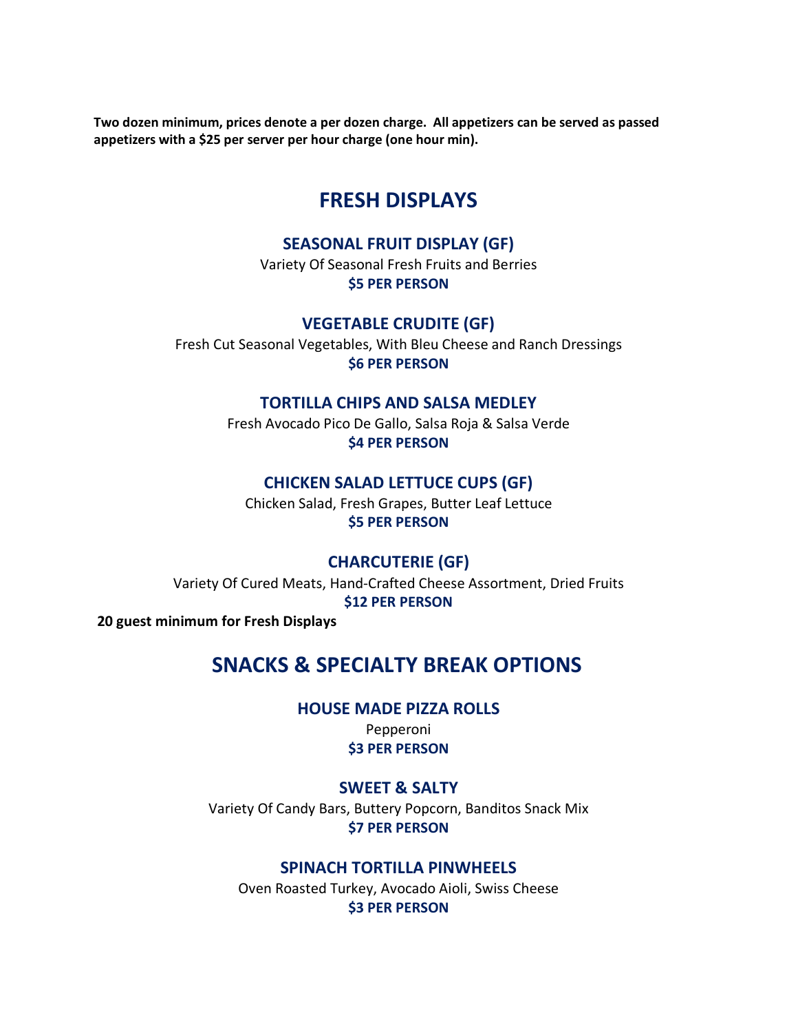**Two dozen minimum, prices denote a per dozen charge. All appetizers can be served as passed appetizers with a $25 per server per hour charge (one hour min).**

# FRESH DISPLAYS

### SEASONAL FRUIT DISPLAY (GF)

Variety Of Seasonal Fresh Fruits and Berries

**$5 PER PERSON**

### VEGETABLE CRUDITE (GF)

Fresh Cut Seasonal Vegetables, With Bleu Cheese and Ranch Dressings

**$6 PER PERSON**

### TORTILLA CHIPS AND SALSA MEDLEY

Fresh Avocado Pico De Gallo, Salsa Roja & Salsa Verde

**$4 PER PERSON**

### CHICKEN SALAD LETTUCE CUPS (GF)

Chicken Salad, Fresh Grapes, Butter Leaf Lettuce

**$5 PER PERSON**

### CHARCUTERIE (GF)

Variety Of Cured Meats, Hand-Crafted Cheese Assortment, Dried Fruits

**$12 PER PERSON**

**20 guest minimum for Fresh Displays**

# SNACKS & SPECIALTY BREAK OPTIONS

### HOUSE MADE PIZZA ROLLS

Pepperoni

**$3 PER PERSON**

### SWEET & SALTY

Variety Of Candy Bars, Buttery Popcorn, Banditos Snack Mix

**$7 PER PERSON**

### SPINACH TORTILLA PINWHEELS

Oven Roasted Turkey, Avocado Aioli, Swiss Cheese

**$3 PER PERSON**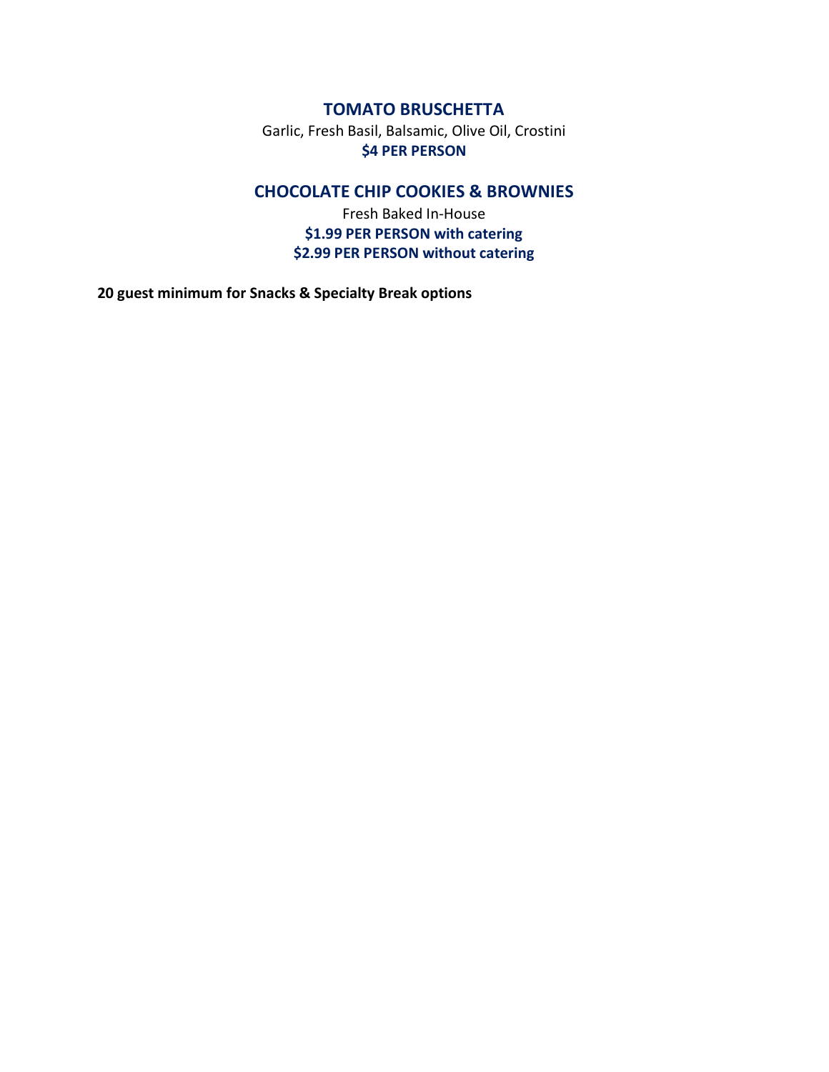## TOMATO BRUSCHETTA

Garlic, Fresh Basil, Balsamic, Olive Oil, Crostini

**$4 PER PERSON**

## CHOCOLATE CHIP COOKIES & BROWNIES

Fresh Baked In-House

**$1.99 PER PERSON with catering**

**$2.99 PER PERSON without catering**

**20 guest minimum for Snacks & Specialty Break options**